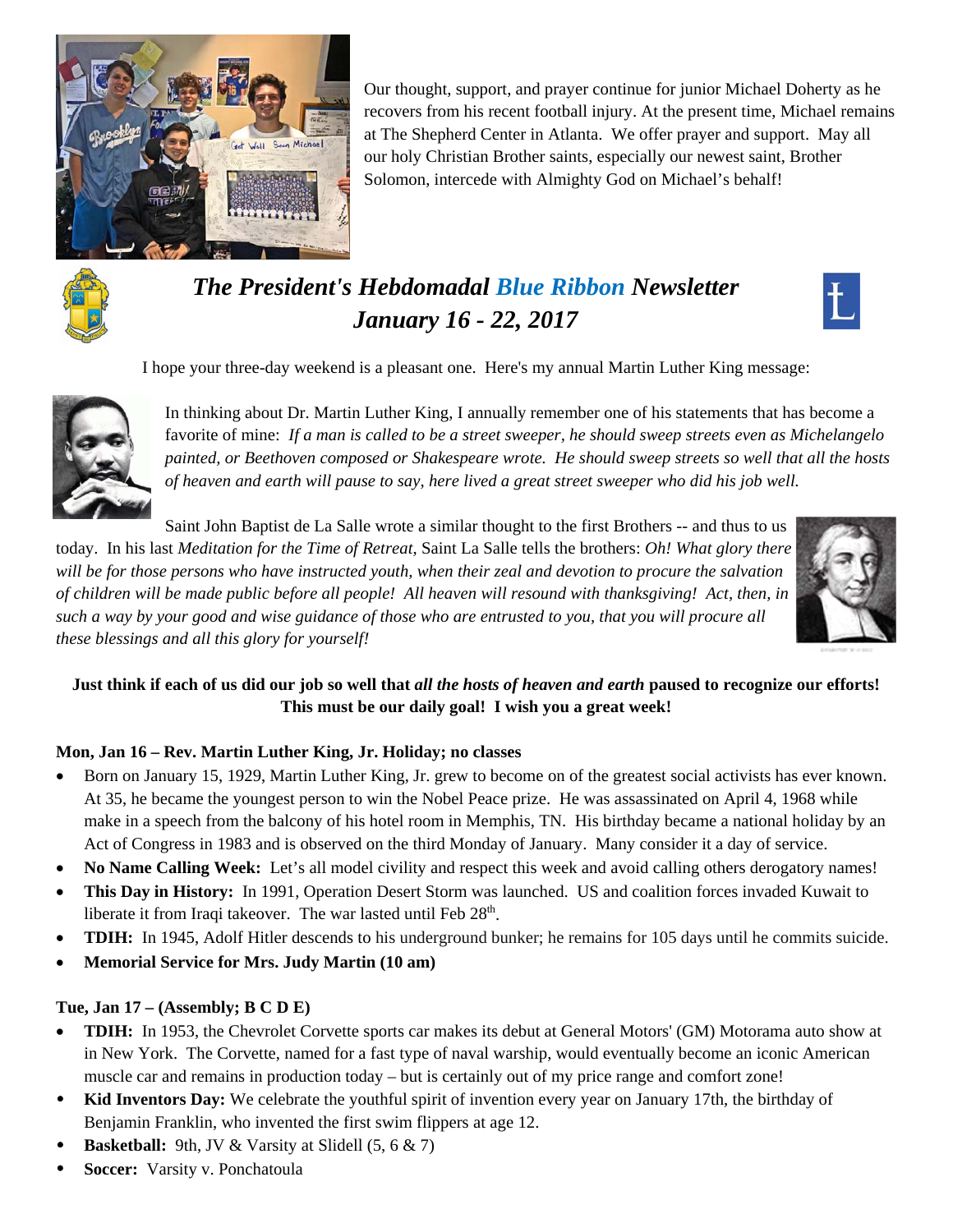Our thought, support, and prayer continue for junior Michael Doherty as he recovers from his recent football injury. At the present time, Michael remains at The Shepherd Center in Atlanta. We offer prayer and support. May all our holy Christian Brother saints, especially our newest saint, Brother Solomon, intercede with Almighty God on Michael's behalf!

# *The President's Hebdomadal Blue Ribbon Newsletter*
# *January 16 - 22, 2017*

I hope your three-day weekend is a pleasant one. Here's my annual Martin Luther King message:

In thinking about Dr. Martin Luther King, I annually remember one of his statements that has become a favorite of mine: *If a man is called to be a street sweeper, he should sweep streets even as Michelangelo painted, or Beethoven composed or Shakespeare wrote. He should sweep streets so well that all the hosts of heaven and earth will pause to say, here lived a great street sweeper who did his job well.*

Saint John Baptist de La Salle wrote a similar thought to the first Brothers -- and thus to us today. In his last *Meditation for the Time of Retreat*, Saint La Salle tells the brothers: *Oh! What glory there will be for those persons who have instructed youth, when their zeal and devotion to procure the salvation of children will be made public before all people! All heaven will resound with thanksgiving! Act, then, in such a way by your good and wise guidance of those who are entrusted to you, that you will procure all these blessings and all this glory for yourself!*

**Just think if each of us did our job so well that *all the hosts of heaven and earth* paused to recognize our efforts! This must be our daily goal! I wish you a great week!**

**Mon, Jan 16 – Rev. Martin Luther King, Jr. Holiday; no classes**

- Born on January 15, 1929, Martin Luther King, Jr. grew to become on of the greatest social activists has ever known. At 35, he became the youngest person to win the Nobel Peace prize. He was assassinated on April 4, 1968 while make in a speech from the balcony of his hotel room in Memphis, TN. His birthday became a national holiday by an Act of Congress in 1983 and is observed on the third Monday of January. Many consider it a day of service.
- **No Name Calling Week:** Let's all model civility and respect this week and avoid calling others derogatory names!
- **This Day in History:** In 1991, Operation Desert Storm was launched. US and coalition forces invaded Kuwait to liberate it from Iraqi takeover. The war lasted until Feb 28th.
- **TDIH:** In 1945, Adolf Hitler descends to his underground bunker; he remains for 105 days until he commits suicide.
- **Memorial Service for Mrs. Judy Martin (10 am)**

**Tue, Jan 17 – (Assembly; B C D E)**

- **TDIH:** In 1953, the Chevrolet Corvette sports car makes its debut at General Motors' (GM) Motorama auto show at in New York. The Corvette, named for a fast type of naval warship, would eventually become an iconic American muscle car and remains in production today – but is certainly out of my price range and comfort zone!
- **Kid Inventors Day:** We celebrate the youthful spirit of invention every year on January 17th, the birthday of Benjamin Franklin, who invented the first swim flippers at age 12.
- **Basketball:** 9th, JV & Varsity at Slidell (5, 6 & 7)
- **Soccer:** Varsity v. Ponchatoula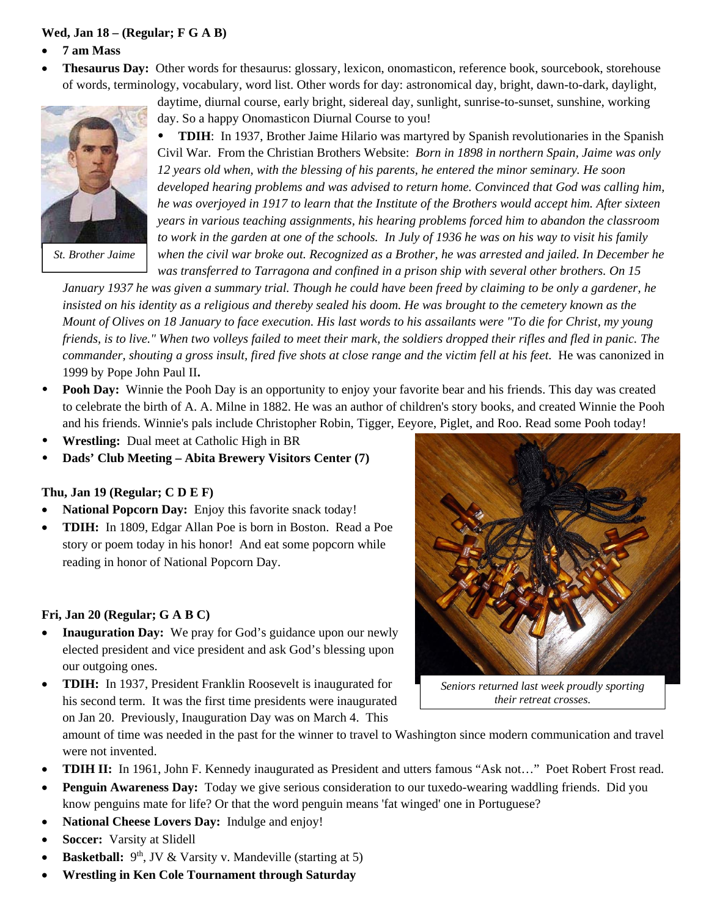**Wed, Jan 18 – (Regular; F G A B)**

- **7 am Mass**
- **Thesaurus Day:** Other words for thesaurus: glossary, lexicon, onomasticon, reference book, sourcebook, storehouse of words, terminology, vocabulary, word list. Other words for day: astronomical day, bright, dawn-to-dark, daylight, daytime, diurnal course, early bright, sidereal day, sunlight, sunrise-to-sunset, sunshine, working day. So a happy Onomasticon Diurnal Course to you!

*St. Brother Jaime*

- **TDIH**: In 1937, Brother Jaime Hilario was martyred by Spanish revolutionaries in the Spanish Civil War. From the Christian Brothers Website: *Born in 1898 in northern Spain, Jaime was only 12 years old when, with the blessing of his parents, he entered the minor seminary. He soon developed hearing problems and was advised to return home. Convinced that God was calling him, he was overjoyed in 1917 to learn that the Institute of the Brothers would accept him. After sixteen years in various teaching assignments, his hearing problems forced him to abandon the classroom to work in the garden at one of the schools. In July of 1936 he was on his way to visit his family when the civil war broke out. Recognized as a Brother, he was arrested and jailed. In December he was transferred to Tarragona and confined in a prison ship with several other brothers. On 15 January 1937 he was given a summary trial. Though he could have been freed by claiming to be only a gardener, he insisted on his identity as a religious and thereby sealed his doom. He was brought to the cemetery known as the Mount of Olives on 18 January to face execution. His last words to his assailants were "To die for Christ, my young friends, is to live." When two volleys failed to meet their mark, the soldiers dropped their rifles and fled in panic. The commander, shouting a gross insult, fired five shots at close range and the victim fell at his feet.* He was canonized in 1999 by Pope John Paul II**.**
- **Pooh Day:** Winnie the Pooh Day is an opportunity to enjoy your favorite bear and his friends. This day was created to celebrate the birth of A. A. Milne in 1882. He was an author of children's story books, and created Winnie the Pooh and his friends. Winnie's pals include Christopher Robin, Tigger, Eeyore, Piglet, and Roo. Read some Pooh today!
- **Wrestling:** Dual meet at Catholic High in BR
- **Dads' Club Meeting – Abita Brewery Visitors Center (7)**

**Thu, Jan 19 (Regular; C D E F)**

- **National Popcorn Day:** Enjoy this favorite snack today!
- **TDIH:** In 1809, Edgar Allan Poe is born in Boston. Read a Poe story or poem today in his honor! And eat some popcorn while reading in honor of National Popcorn Day.

*Seniors returned last week proudly sporting their retreat crosses.*

**Fri, Jan 20 (Regular; G A B C)**

- **Inauguration Day:** We pray for God's guidance upon our newly elected president and vice president and ask God's blessing upon our outgoing ones.
- **TDIH:** In 1937, President Franklin Roosevelt is inaugurated for his second term. It was the first time presidents were inaugurated on Jan 20. Previously, Inauguration Day was on March 4. This amount of time was needed in the past for the winner to travel to Washington since modern communication and travel were not invented.
- **TDIH II:** In 1961, John F. Kennedy inaugurated as President and utters famous "Ask not…" Poet Robert Frost read.
- **Penguin Awareness Day:** Today we give serious consideration to our tuxedo-wearing waddling friends. Did you know penguins mate for life? Or that the word penguin means 'fat winged' one in Portuguese?
- **National Cheese Lovers Day:** Indulge and enjoy!
- **Soccer:** Varsity at Slidell
- **Basketball:** 9th, JV & Varsity v. Mandeville (starting at 5)
- **Wrestling in Ken Cole Tournament through Saturday**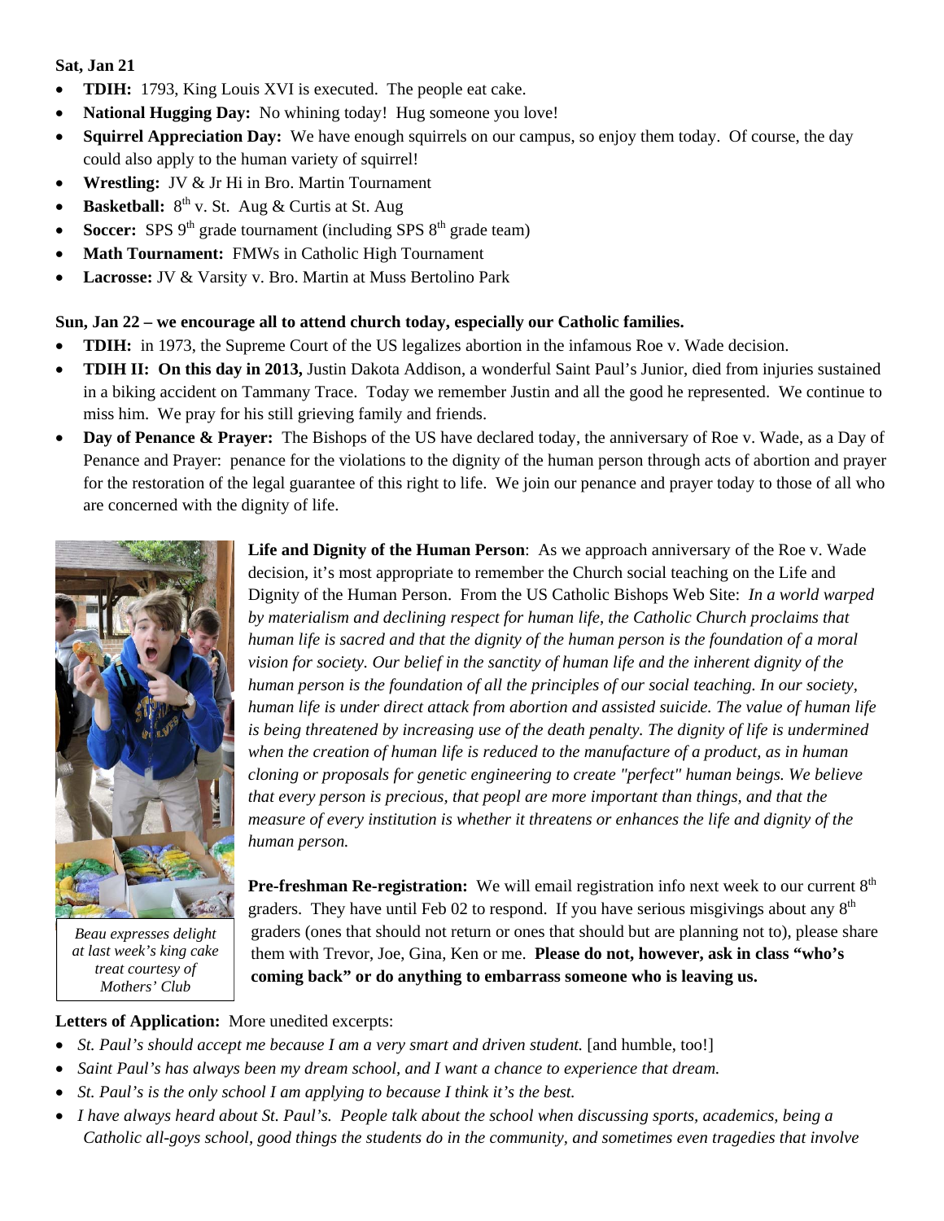**Sat, Jan 21**

- **TDIH:** 1793, King Louis XVI is executed. The people eat cake.
- **National Hugging Day:** No whining today! Hug someone you love!
- **Squirrel Appreciation Day:** We have enough squirrels on our campus, so enjoy them today. Of course, the day could also apply to the human variety of squirrel!
- **Wrestling:** JV & Jr Hi in Bro. Martin Tournament
- **Basketball:** 8th v. St. Aug & Curtis at St. Aug
- **Soccer:** SPS 9th grade tournament (including SPS 8th grade team)
- **Math Tournament:** FMWs in Catholic High Tournament
- **Lacrosse:** JV & Varsity v. Bro. Martin at Muss Bertolino Park

**Sun, Jan 22 – we encourage all to attend church today, especially our Catholic families.**

- **TDIH:** in 1973, the Supreme Court of the US legalizes abortion in the infamous Roe v. Wade decision.
- **TDIH II: On this day in 2013,** Justin Dakota Addison, a wonderful Saint Paul's Junior, died from injuries sustained in a biking accident on Tammany Trace. Today we remember Justin and all the good he represented. We continue to miss him. We pray for his still grieving family and friends.
- **Day of Penance & Prayer:** The Bishops of the US have declared today, the anniversary of Roe v. Wade, as a Day of Penance and Prayer: penance for the violations to the dignity of the human person through acts of abortion and prayer for the restoration of the legal guarantee of this right to life. We join our penance and prayer today to those of all who are concerned with the dignity of life.

*Beau expresses delight at last week's king cake treat courtesy of Mothers' Club*

**Life and Dignity of the Human Person**: As we approach anniversary of the Roe v. Wade decision, it's most appropriate to remember the Church social teaching on the Life and Dignity of the Human Person. From the US Catholic Bishops Web Site: *In a world warped by materialism and declining respect for human life, the Catholic Church proclaims that human life is sacred and that the dignity of the human person is the foundation of a moral vision for society. Our belief in the sanctity of human life and the inherent dignity of the human person is the foundation of all the principles of our social teaching. In our society, human life is under direct attack from abortion and assisted suicide. The value of human life is being threatened by increasing use of the death penalty. The dignity of life is undermined when the creation of human life is reduced to the manufacture of a product, as in human cloning or proposals for genetic engineering to create "perfect" human beings. We believe that every person is precious, that peopl are more important than things, and that the measure of every institution is whether it threatens or enhances the life and dignity of the human person.*

**Pre-freshman Re-registration:** We will email registration info next week to our current 8th graders. They have until Feb 02 to respond. If you have serious misgivings about any 8th graders (ones that should not return or ones that should but are planning not to), please share them with Trevor, Joe, Gina, Ken or me. **Please do not, however, ask in class "who's coming back" or do anything to embarrass someone who is leaving us.**

**Letters of Application:** More unedited excerpts:

- *St. Paul's should accept me because I am a very smart and driven student.* [and humble, too!]
- *Saint Paul's has always been my dream school, and I want a chance to experience that dream.*
- *St. Paul's is the only school I am applying to because I think it's the best.*
- *I have always heard about St. Paul's. People talk about the school when discussing sports, academics, being a Catholic all-goys school, good things the students do in the community, and sometimes even tragedies that involve*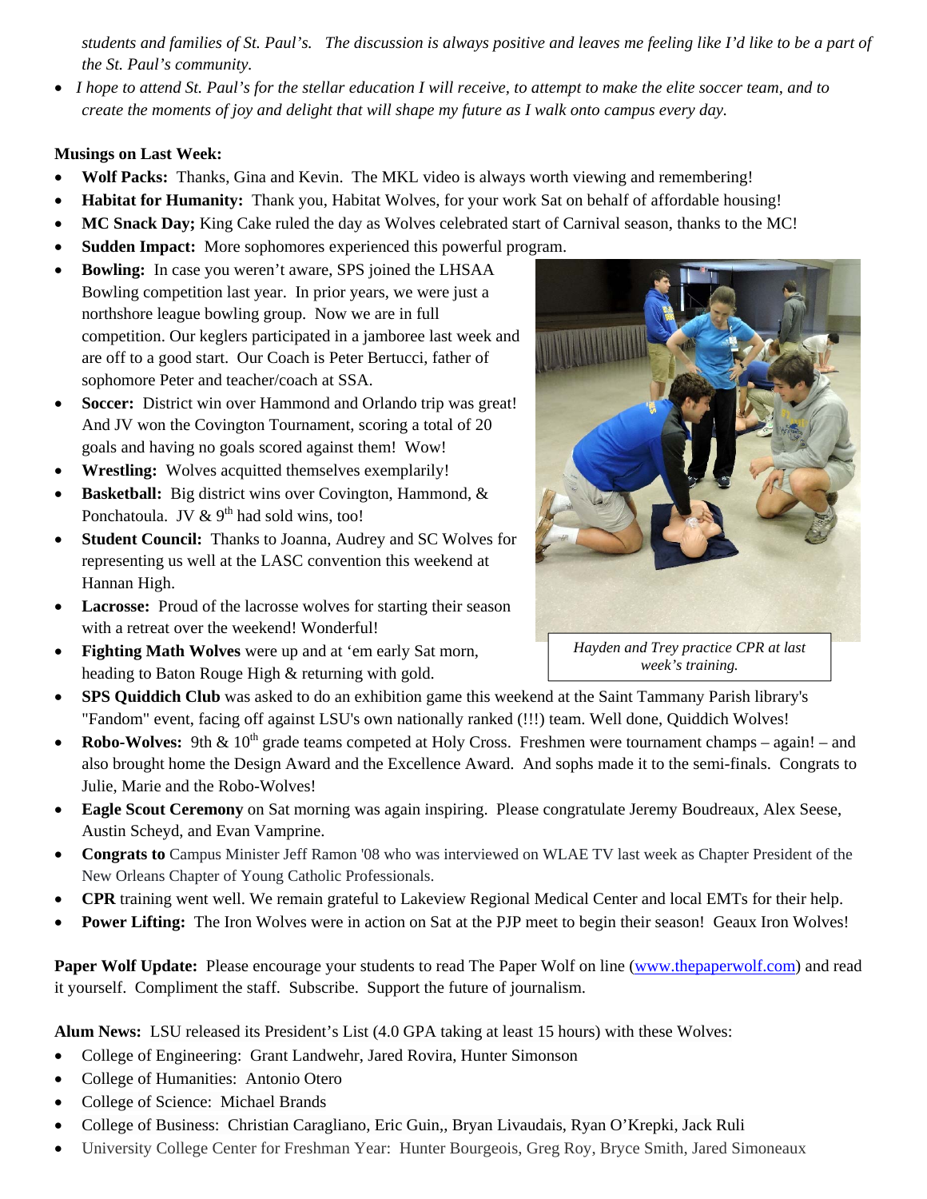*students and families of St. Paul's. The discussion is always positive and leaves me feeling like I'd like to be a part of the St. Paul's community.*

- *I hope to attend St. Paul's for the stellar education I will receive, to attempt to make the elite soccer team, and to create the moments of joy and delight that will shape my future as I walk onto campus every day.*

**Musings on Last Week:**

- **Wolf Packs:** Thanks, Gina and Kevin. The MKL video is always worth viewing and remembering!
- **Habitat for Humanity:** Thank you, Habitat Wolves, for your work Sat on behalf of affordable housing!
- **MC Snack Day;** King Cake ruled the day as Wolves celebrated start of Carnival season, thanks to the MC!
- **Sudden Impact:** More sophomores experienced this powerful program.
- **Bowling:** In case you weren't aware, SPS joined the LHSAA Bowling competition last year. In prior years, we were just a northshore league bowling group. Now we are in full competition. Our keglers participated in a jamboree last week and are off to a good start. Our Coach is Peter Bertucci, father of sophomore Peter and teacher/coach at SSA.
- **Soccer:** District win over Hammond and Orlando trip was great! And JV won the Covington Tournament, scoring a total of 20 goals and having no goals scored against them! Wow!
- **Wrestling:** Wolves acquitted themselves exemplarily!
- **Basketball:** Big district wins over Covington, Hammond, & Ponchatoula. JV & 9th had sold wins, too!
- **Student Council:** Thanks to Joanna, Audrey and SC Wolves for representing us well at the LASC convention this weekend at Hannan High.
- **Lacrosse:** Proud of the lacrosse wolves for starting their season with a retreat over the weekend! Wonderful!
- **Fighting Math Wolves** were up and at 'em early Sat morn, heading to Baton Rouge High & returning with gold.
- **SPS Quiddich Club** was asked to do an exhibition game this weekend at the Saint Tammany Parish library's "Fandom" event, facing off against LSU's own nationally ranked (!!!) team. Well done, Quiddich Wolves!
- **Robo-Wolves:** 9th & 10th grade teams competed at Holy Cross. Freshmen were tournament champs – again! – and also brought home the Design Award and the Excellence Award. And sophs made it to the semi-finals. Congrats to Julie, Marie and the Robo-Wolves!
- **Eagle Scout Ceremony** on Sat morning was again inspiring. Please congratulate Jeremy Boudreaux, Alex Seese, Austin Scheyd, and Evan Vamprine.
- **Congrats to** Campus Minister Jeff Ramon '08 who was interviewed on WLAE TV last week as Chapter President of the New Orleans Chapter of Young Catholic Professionals.
- **CPR** training went well. We remain grateful to Lakeview Regional Medical Center and local EMTs for their help.
- **Power Lifting:** The Iron Wolves were in action on Sat at the PJP meet to begin their season! Geaux Iron Wolves!

*Hayden and Trey practice CPR at last week's training.*

**Paper Wolf Update:** Please encourage your students to read The Paper Wolf on line (www.thepaperwolf.com) and read it yourself. Compliment the staff. Subscribe. Support the future of journalism.

**Alum News:** LSU released its President's List (4.0 GPA taking at least 15 hours) with these Wolves:

- College of Engineering: Grant Landwehr, Jared Rovira, Hunter Simonson
- College of Humanities: Antonio Otero
- College of Science: Michael Brands
- College of Business: Christian Caragliano, Eric Guin,, Bryan Livaudais, Ryan O'Krepki, Jack Ruli
- University College Center for Freshman Year: Hunter Bourgeois, Greg Roy, Bryce Smith, Jared Simoneaux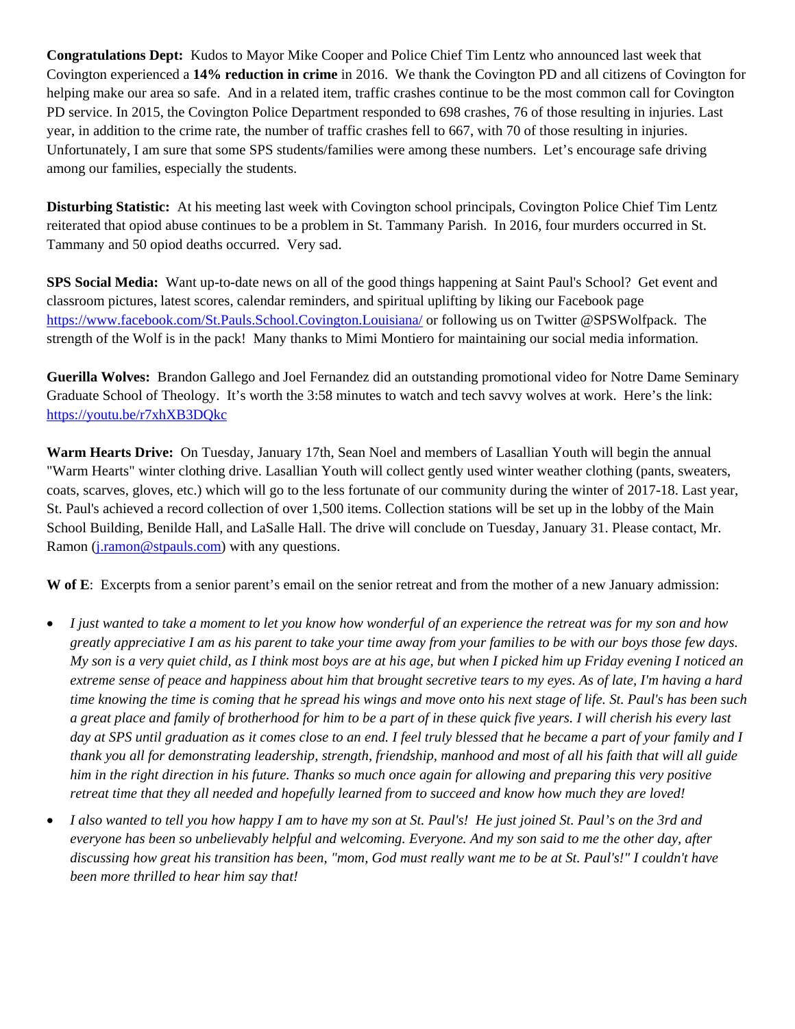**Congratulations Dept:** Kudos to Mayor Mike Cooper and Police Chief Tim Lentz who announced last week that Covington experienced a **14% reduction in crime** in 2016. We thank the Covington PD and all citizens of Covington for helping make our area so safe. And in a related item, traffic crashes continue to be the most common call for Covington PD service. In 2015, the Covington Police Department responded to 698 crashes, 76 of those resulting in injuries. Last year, in addition to the crime rate, the number of traffic crashes fell to 667, with 70 of those resulting in injuries. Unfortunately, I am sure that some SPS students/families were among these numbers. Let's encourage safe driving among our families, especially the students.

**Disturbing Statistic:** At his meeting last week with Covington school principals, Covington Police Chief Tim Lentz reiterated that opiod abuse continues to be a problem in St. Tammany Parish. In 2016, four murders occurred in St. Tammany and 50 opiod deaths occurred. Very sad.

**SPS Social Media:** Want up-to-date news on all of the good things happening at Saint Paul's School? Get event and classroom pictures, latest scores, calendar reminders, and spiritual uplifting by liking our Facebook page https://www.facebook.com/St.Pauls.School.Covington.Louisiana/ or following us on Twitter @SPSWolfpack. The strength of the Wolf is in the pack! Many thanks to Mimi Montiero for maintaining our social media information.

**Guerilla Wolves:** Brandon Gallego and Joel Fernandez did an outstanding promotional video for Notre Dame Seminary Graduate School of Theology. It's worth the 3:58 minutes to watch and tech savvy wolves at work. Here's the link: https://youtu.be/r7xhXB3DQkc

**Warm Hearts Drive:** On Tuesday, January 17th, Sean Noel and members of Lasallian Youth will begin the annual "Warm Hearts" winter clothing drive. Lasallian Youth will collect gently used winter weather clothing (pants, sweaters, coats, scarves, gloves, etc.) which will go to the less fortunate of our community during the winter of 2017-18. Last year, St. Paul's achieved a record collection of over 1,500 items. Collection stations will be set up in the lobby of the Main School Building, Benilde Hall, and LaSalle Hall. The drive will conclude on Tuesday, January 31. Please contact, Mr. Ramon (j.ramon@stpauls.com) with any questions.

**W of E**: Excerpts from a senior parent's email on the senior retreat and from the mother of a new January admission:

- *I just wanted to take a moment to let you know how wonderful of an experience the retreat was for my son and how greatly appreciative I am as his parent to take your time away from your families to be with our boys those few days. My son is a very quiet child, as I think most boys are at his age, but when I picked him up Friday evening I noticed an extreme sense of peace and happiness about him that brought secretive tears to my eyes. As of late, I'm having a hard time knowing the time is coming that he spread his wings and move onto his next stage of life. St. Paul's has been such a great place and family of brotherhood for him to be a part of in these quick five years. I will cherish his every last day at SPS until graduation as it comes close to an end. I feel truly blessed that he became a part of your family and I thank you all for demonstrating leadership, strength, friendship, manhood and most of all his faith that will all guide him in the right direction in his future. Thanks so much once again for allowing and preparing this very positive retreat time that they all needed and hopefully learned from to succeed and know how much they are loved!*
- *I also wanted to tell you how happy I am to have my son at St. Paul's! He just joined St. Paul's on the 3rd and everyone has been so unbelievably helpful and welcoming. Everyone. And my son said to me the other day, after discussing how great his transition has been, "mom, God must really want me to be at St. Paul's!" I couldn't have been more thrilled to hear him say that!*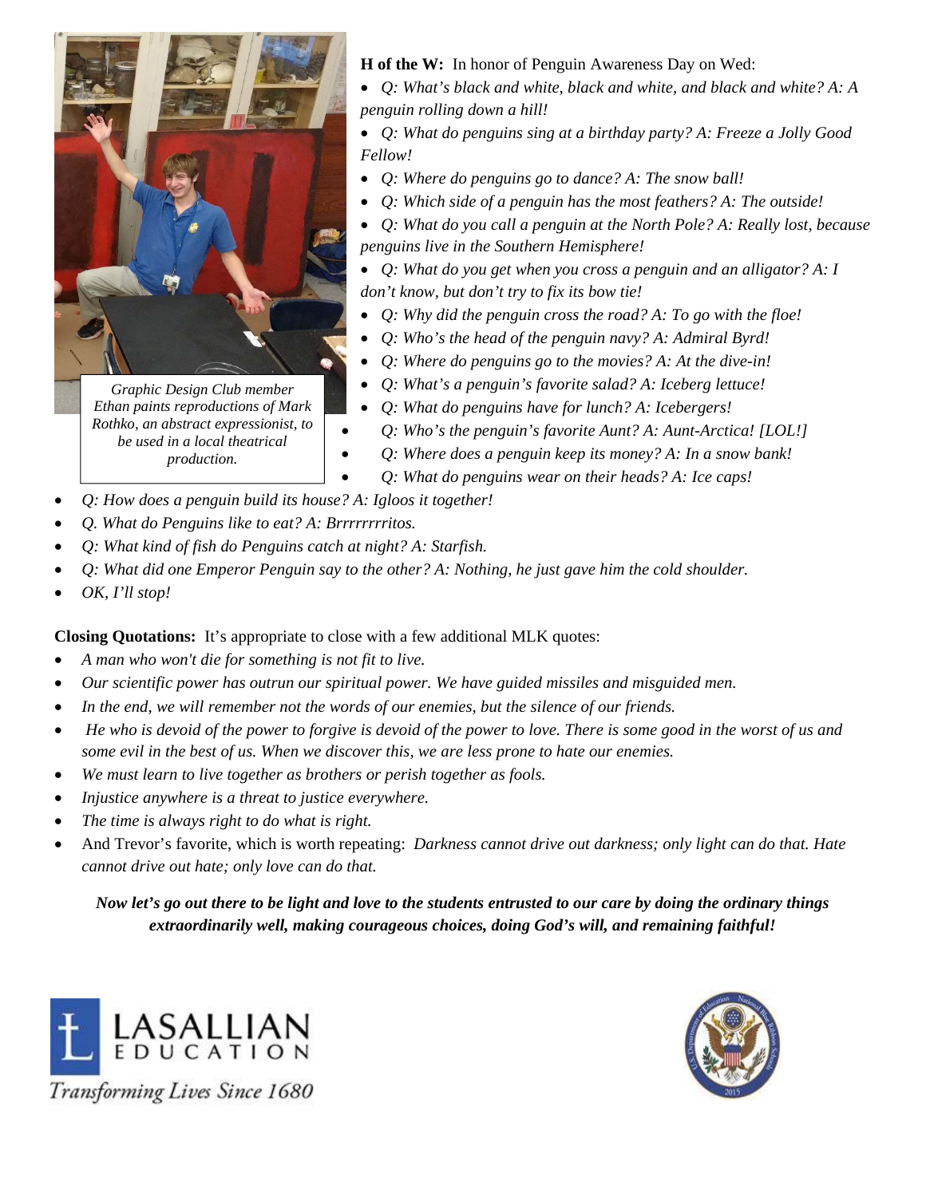*Graphic Design Club member Ethan paints reproductions of Mark Rothko, an abstract expressionist, to be used in a local theatrical production.*

**H of the W:** In honor of Penguin Awareness Day on Wed:

- *Q: What's black and white, black and white, and black and white? A: A penguin rolling down a hill!*
- *Q: What do penguins sing at a birthday party? A: Freeze a Jolly Good Fellow!*
- *Q: Where do penguins go to dance? A: The snow ball!*
- *Q: Which side of a penguin has the most feathers? A: The outside!*
- *Q: What do you call a penguin at the North Pole? A: Really lost, because penguins live in the Southern Hemisphere!*
- *Q: What do you get when you cross a penguin and an alligator? A: I don't know, but don't try to fix its bow tie!*
- *Q: Why did the penguin cross the road? A: To go with the floe!*
- *Q: Who's the head of the penguin navy? A: Admiral Byrd!*
- *Q: Where do penguins go to the movies? A: At the dive-in!*
- *Q: What's a penguin's favorite salad? A: Iceberg lettuce!*
- *Q: What do penguins have for lunch? A: Icebergers!*
- *Q: Who's the penguin's favorite Aunt? A: Aunt-Arctica! [LOL!]*
- *Q: Where does a penguin keep its money? A: In a snow bank!*
- *Q: What do penguins wear on their heads? A: Ice caps!*
- *Q: How does a penguin build its house? A: Igloos it together!*
- *Q. What do Penguins like to eat? A: Brrrrrrrritos.*
- *Q: What kind of fish do Penguins catch at night? A: Starfish.*
- *Q: What did one Emperor Penguin say to the other? A: Nothing, he just gave him the cold shoulder.*
- *OK, I'll stop!*

**Closing Quotations:** It's appropriate to close with a few additional MLK quotes:

- *A man who won't die for something is not fit to live.*
- *Our scientific power has outrun our spiritual power. We have guided missiles and misguided men.*
- *In the end, we will remember not the words of our enemies, but the silence of our friends.*
- *He who is devoid of the power to forgive is devoid of the power to love. There is some good in the worst of us and some evil in the best of us. When we discover this, we are less prone to hate our enemies.*
- *We must learn to live together as brothers or perish together as fools.*
- *Injustice anywhere is a threat to justice everywhere.*
- *The time is always right to do what is right.*
- And Trevor's favorite, which is worth repeating: *Darkness cannot drive out darkness; only light can do that. Hate cannot drive out hate; only love can do that.*

***Now let's go out there to be light and love to the students entrusted to our care by doing the ordinary things extraordinarily well, making courageous choices, doing God's will, and remaining faithful!***

LASALLIAN EDUCATION

*Transforming Lives Since 1680*